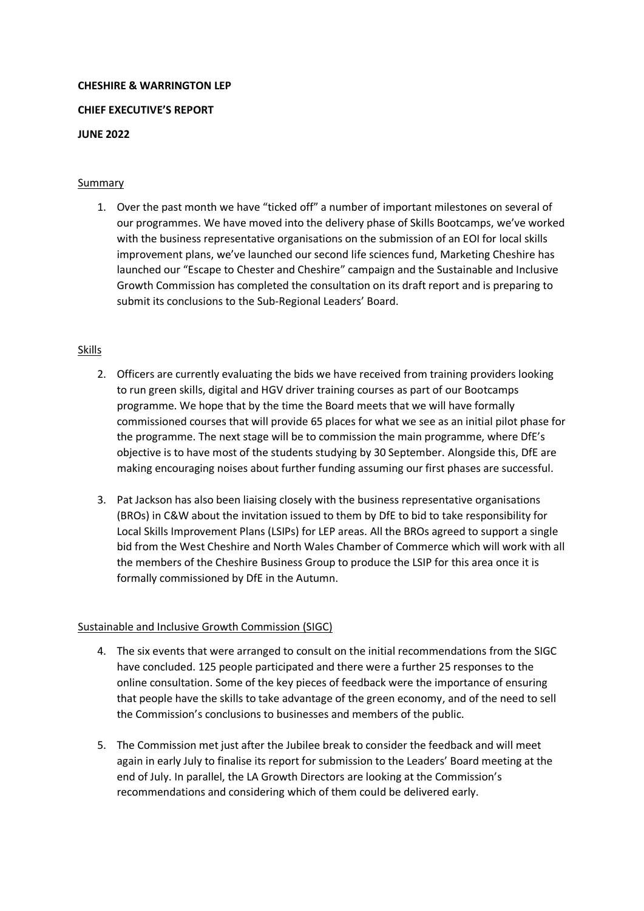**CHESHIRE & WARRINGTON LEP**

**CHIEF EXECUTIVE'S REPORT**

**JUNE 2022**

## Summary

1. Over the past month we have "ticked off" a number of important milestones on several of our programmes. We have moved into the delivery phase of Skills Bootcamps, we've worked with the business representative organisations on the submission of an EOI for local skills improvement plans, we've launched our second life sciences fund, Marketing Cheshire has launched our "Escape to Chester and Cheshire" campaign and the Sustainable and Inclusive Growth Commission has completed the consultation on its draft report and is preparing to submit its conclusions to the Sub-Regional Leaders' Board.

## Skills

2. Officers are currently evaluating the bids we have received from training providers looking to run green skills, digital and HGV driver training courses as part of our Bootcamps programme. We hope that by the time the Board meets that we will have formally commissioned courses that will provide 65 places for what we see as an initial pilot phase for the programme. The next stage will be to commission the main programme, where DfE's objective is to have most of the students studying by 30 September. Alongside this, DfE are making encouraging noises about further funding assuming our first phases are successful.

3. Pat Jackson has also been liaising closely with the business representative organisations (BROs) in C&W about the invitation issued to them by DfE to bid to take responsibility for Local Skills Improvement Plans (LSIPs) for LEP areas. All the BROs agreed to support a single bid from the West Cheshire and North Wales Chamber of Commerce which will work with all the members of the Cheshire Business Group to produce the LSIP for this area once it is formally commissioned by DfE in the Autumn.

## Sustainable and Inclusive Growth Commission (SIGC)

4. The six events that were arranged to consult on the initial recommendations from the SIGC have concluded. 125 people participated and there were a further 25 responses to the online consultation. Some of the key pieces of feedback were the importance of ensuring that people have the skills to take advantage of the green economy, and of the need to sell the Commission's conclusions to businesses and members of the public.

5. The Commission met just after the Jubilee break to consider the feedback and will meet again in early July to finalise its report for submission to the Leaders' Board meeting at the end of July. In parallel, the LA Growth Directors are looking at the Commission's recommendations and considering which of them could be delivered early.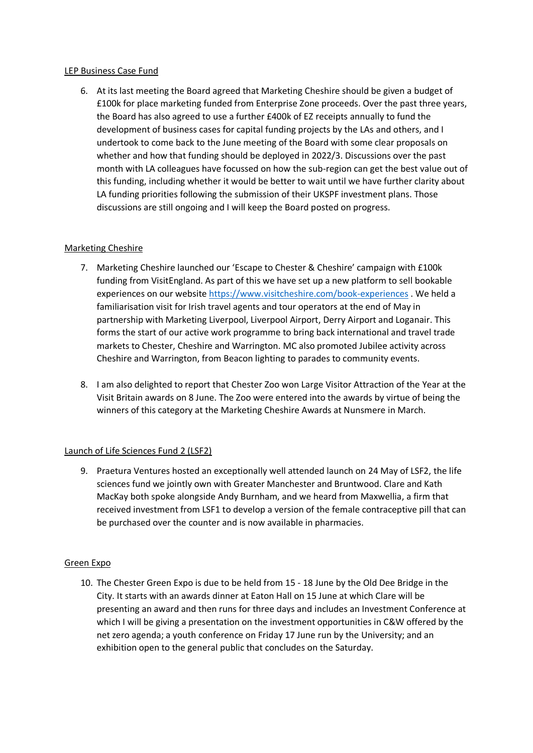LEP Business Case Fund

6. At its last meeting the Board agreed that Marketing Cheshire should be given a budget of £100k for place marketing funded from Enterprise Zone proceeds. Over the past three years, the Board has also agreed to use a further £400k of EZ receipts annually to fund the development of business cases for capital funding projects by the LAs and others, and I undertook to come back to the June meeting of the Board with some clear proposals on whether and how that funding should be deployed in 2022/3. Discussions over the past month with LA colleagues have focussed on how the sub-region can get the best value out of this funding, including whether it would be better to wait until we have further clarity about LA funding priorities following the submission of their UKSPF investment plans. Those discussions are still ongoing and I will keep the Board posted on progress.

Marketing Cheshire

7. Marketing Cheshire launched our 'Escape to Chester & Cheshire' campaign with £100k funding from VisitEngland. As part of this we have set up a new platform to sell bookable experiences on our website https://www.visitcheshire.com/book-experiences . We held a familiarisation visit for Irish travel agents and tour operators at the end of May in partnership with Marketing Liverpool, Liverpool Airport, Derry Airport and Loganair. This forms the start of our active work programme to bring back international and travel trade markets to Chester, Cheshire and Warrington. MC also promoted Jubilee activity across Cheshire and Warrington, from Beacon lighting to parades to community events.

8. I am also delighted to report that Chester Zoo won Large Visitor Attraction of the Year at the Visit Britain awards on 8 June. The Zoo were entered into the awards by virtue of being the winners of this category at the Marketing Cheshire Awards at Nunsmere in March.

Launch of Life Sciences Fund 2 (LSF2)

9. Praetura Ventures hosted an exceptionally well attended launch on 24 May of LSF2, the life sciences fund we jointly own with Greater Manchester and Bruntwood. Clare and Kath MacKay both spoke alongside Andy Burnham, and we heard from Maxwellia, a firm that received investment from LSF1 to develop a version of the female contraceptive pill that can be purchased over the counter and is now available in pharmacies.

Green Expo

10. The Chester Green Expo is due to be held from 15 - 18 June by the Old Dee Bridge in the City. It starts with an awards dinner at Eaton Hall on 15 June at which Clare will be presenting an award and then runs for three days and includes an Investment Conference at which I will be giving a presentation on the investment opportunities in C&W offered by the net zero agenda; a youth conference on Friday 17 June run by the University; and an exhibition open to the general public that concludes on the Saturday.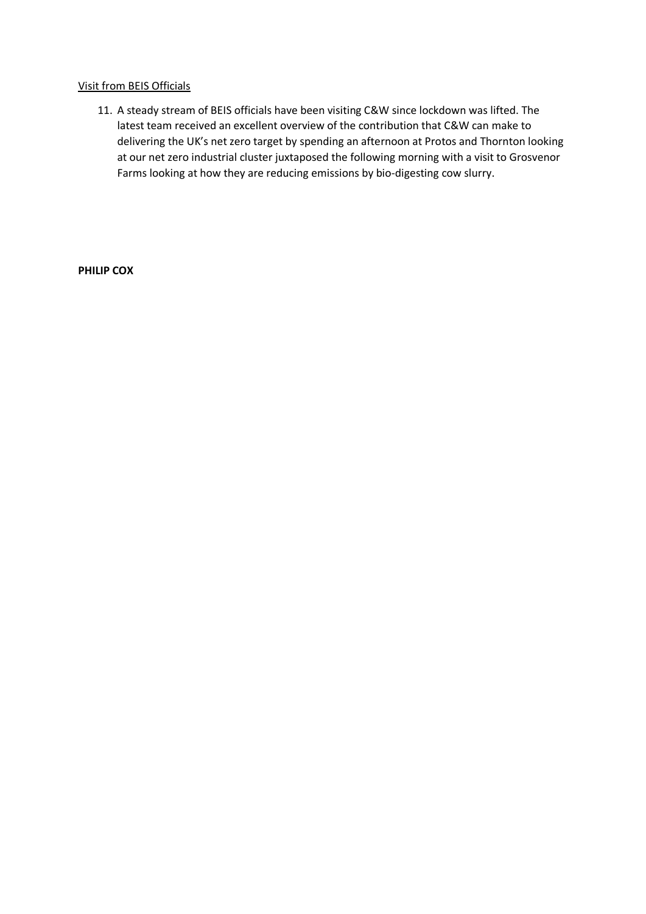Visit from BEIS Officials

11. A steady stream of BEIS officials have been visiting C&W since lockdown was lifted. The latest team received an excellent overview of the contribution that C&W can make to delivering the UK's net zero target by spending an afternoon at Protos and Thornton looking at our net zero industrial cluster juxtaposed the following morning with a visit to Grosvenor Farms looking at how they are reducing emissions by bio-digesting cow slurry.

**PHILIP COX**